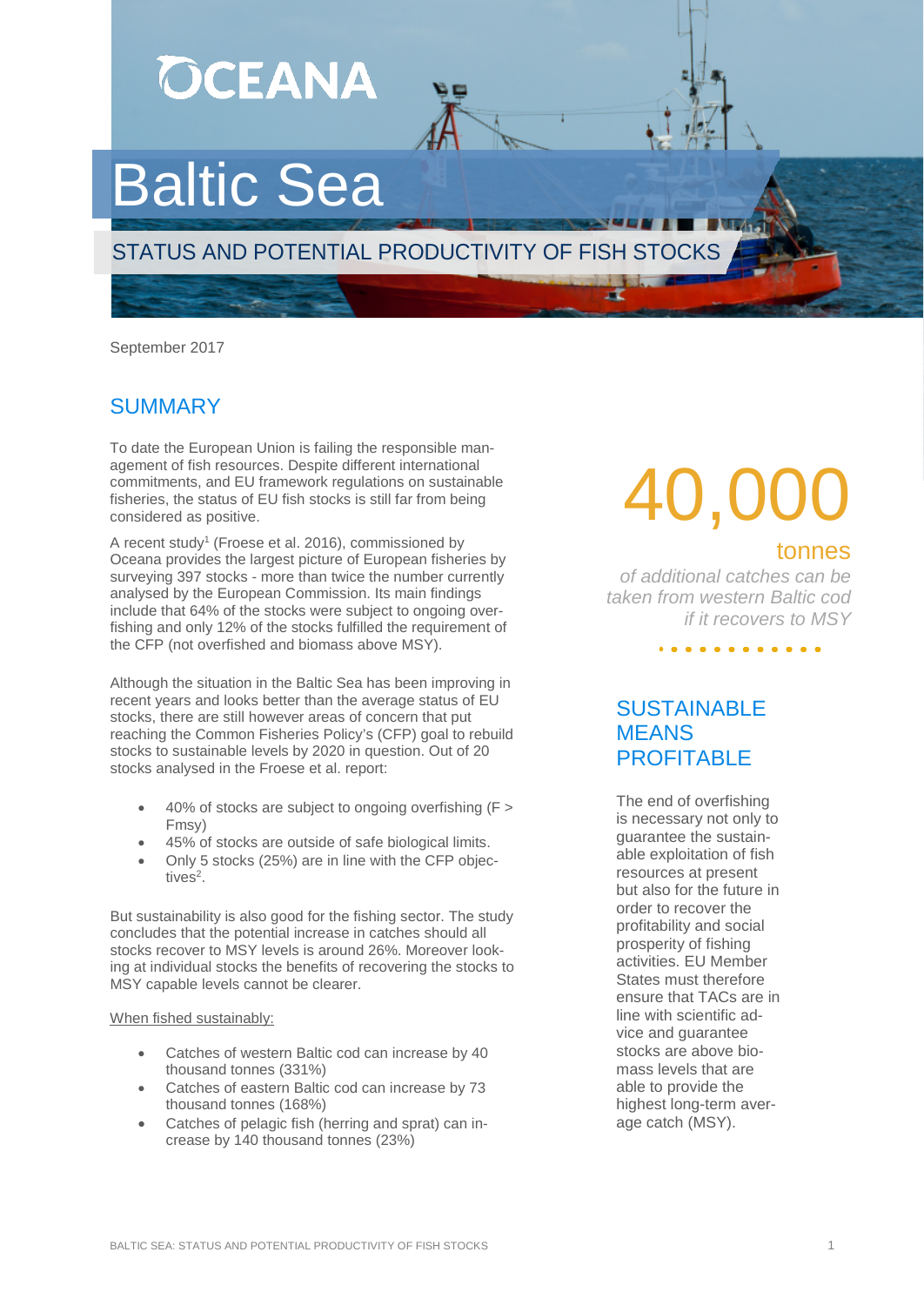OCEANA

# Baltic Sea

## STATUS AND POTENTIAL PRODUCTIVITY OF FISH STOCKS

September 2017

## SUMMARY

To date the European Union is failing the responsible management of fish resources. Despite different international commitments, and EU framework regulations on sustainable fisheries, the status of EU fish stocks is still far from being considered as positive.

A recent study[1] (Froese et al. 2016), commissioned by Oceana provides the largest picture of European fisheries by surveying 397 stocks - more than twice the number currently analysed by the European Commission. Its main findings include that 64% of the stocks were subject to ongoing overfishing and only 12% of the stocks fulfilled the requirement of the CFP (not overfished and biomass above MSY).

Although the situation in the Baltic Sea has been improving in recent years and looks better than the average status of EU stocks, there are still however areas of concern that put reaching the Common Fisheries Policy's (CFP) goal to rebuild stocks to sustainable levels by 2020 in question. Out of 20 stocks analysed in the Froese et al. report:

- 40% of stocks are subject to ongoing overfishing (F > Fmsy)
- 45% of stocks are outside of safe biological limits.
- Only 5 stocks (25%) are in line with the CFP objectives[2].

But sustainability is also good for the fishing sector. The study concludes that the potential increase in catches should all stocks recover to MSY levels is around 26%. Moreover looking at individual stocks the benefits of recovering the stocks to MSY capable levels cannot be clearer.

When fished sustainably:

- Catches of western Baltic cod can increase by 40 thousand tonnes (331%)
- Catches of eastern Baltic cod can increase by 73 thousand tonnes (168%)
- Catches of pelagic fish (herring and sprat) can increase by 140 thousand tonnes (23%)

**40,000 tonnes**

*of additional catches can be taken from western Baltic cod if it recovers to MSY*

## SUSTAINABLE MEANS PROFITABLE

The end of overfishing is necessary not only to guarantee the sustainable exploitation of fish resources at present but also for the future in order to recover the profitability and social prosperity of fishing activities. EU Member States must therefore ensure that TACs are in line with scientific advice and guarantee stocks are above biomass levels that are able to provide the highest long-term average catch (MSY).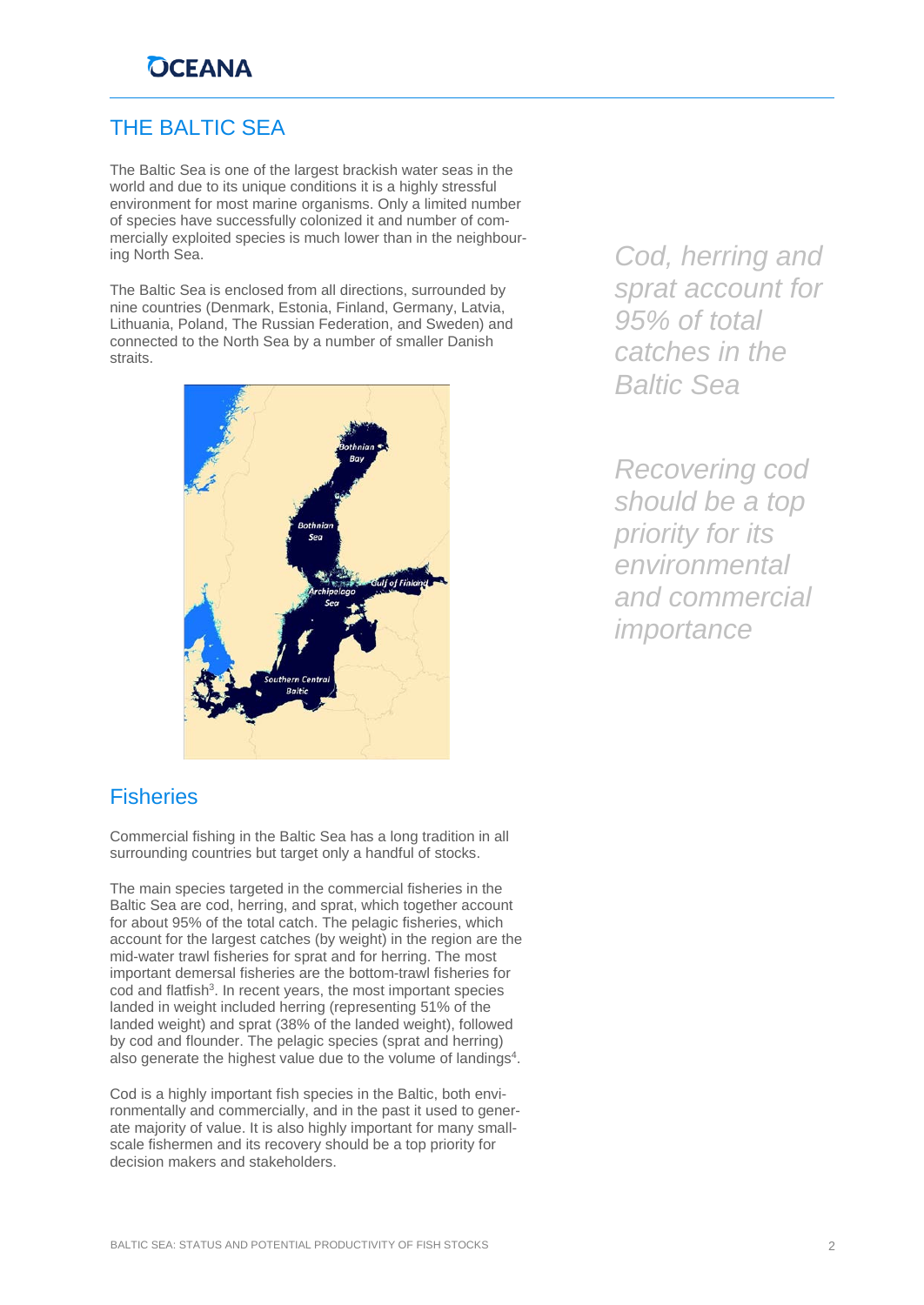## THE BALTIC SEA

The Baltic Sea is one of the largest brackish water seas in the world and due to its unique conditions it is a highly stressful environment for most marine organisms. Only a limited number of species have successfully colonized it and number of commercially exploited species is much lower than in the neighbouring North Sea.

The Baltic Sea is enclosed from all directions, surrounded by nine countries (Denmark, Estonia, Finland, Germany, Latvia, Lithuania, Poland, The Russian Federation, and Sweden) and connected to the North Sea by a number of smaller Danish straits.

*Cod, herring and sprat account for 95% of total catches in the Baltic Sea*

*Recovering cod should be a top priority for its environmental and commercial importance*

## Fisheries

Commercial fishing in the Baltic Sea has a long tradition in all surrounding countries but target only a handful of stocks.

The main species targeted in the commercial fisheries in the Baltic Sea are cod, herring, and sprat, which together account for about 95% of the total catch. The pelagic fisheries, which account for the largest catches (by weight) in the region are the mid-water trawl fisheries for sprat and for herring. The most important demersal fisheries are the bottom-trawl fisheries for cod and flatfish[3]. In recent years, the most important species landed in weight included herring (representing 51% of the landed weight) and sprat (38% of the landed weight), followed by cod and flounder. The pelagic species (sprat and herring) also generate the highest value due to the volume of landings[4].

Cod is a highly important fish species in the Baltic, both environmentally and commercially, and in the past it used to generate majority of value. It is also highly important for many small-scale fishermen and its recovery should be a top priority for decision makers and stakeholders.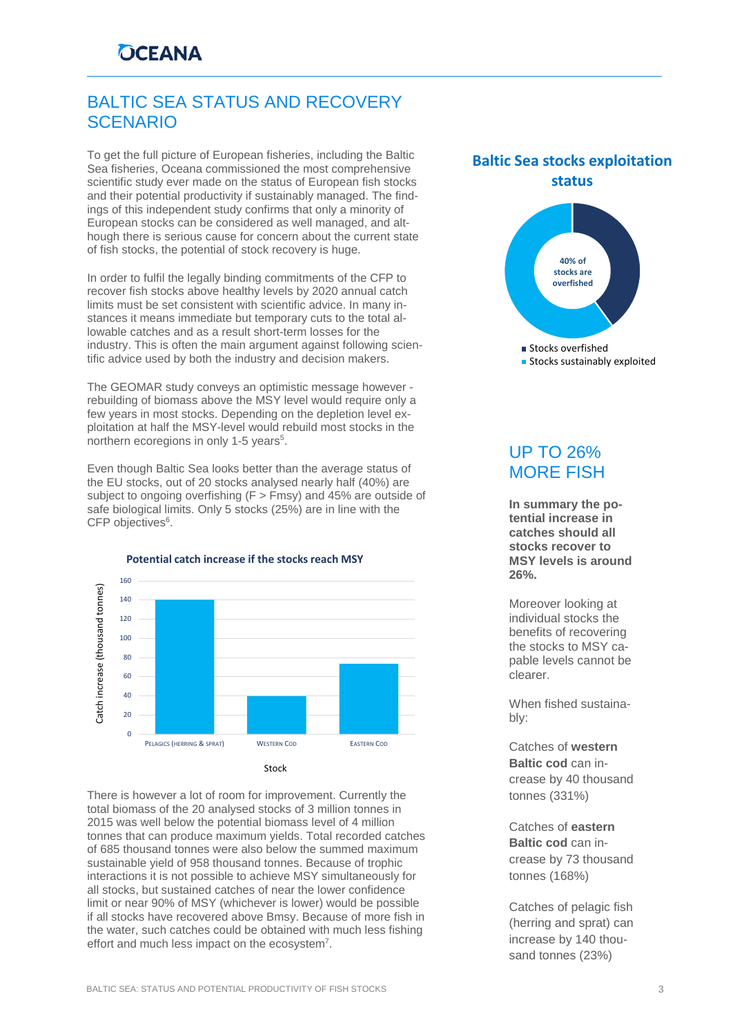# BALTIC SEA STATUS AND RECOVERY SCENARIO

To get the full picture of European fisheries, including the Baltic Sea fisheries, Oceana commissioned the most comprehensive scientific study ever made on the status of European fish stocks and their potential productivity if sustainably managed. The findings of this independent study confirms that only a minority of European stocks can be considered as well managed, and although there is serious cause for concern about the current state of fish stocks, the potential of stock recovery is huge.

In order to fulfil the legally binding commitments of the CFP to recover fish stocks above healthy levels by 2020 annual catch limits must be set consistent with scientific advice. In many instances it means immediate but temporary cuts to the total allowable catches and as a result short-term losses for the industry. This is often the main argument against following scientific advice used by both the industry and decision makers.

The GEOMAR study conveys an optimistic message however - rebuilding of biomass above the MSY level would require only a few years in most stocks. Depending on the depletion level exploitation at half the MSY-level would rebuild most stocks in the northern ecoregions in only 1-5 years[5].

Even though Baltic Sea looks better than the average status of the EU stocks, out of 20 stocks analysed nearly half (40%) are subject to ongoing overfishing (F > Fmsy) and 45% are outside of safe biological limits. Only 5 stocks (25%) are in line with the CFP objectives[6].

**Potential catch increase if the stocks reach MSY**

| Stock | Catch increase (thousand tonnes) |
|---|---|
| Pelagics (herring & sprat) | 140 |
| Western Cod | 40 |
| Eastern Cod | 73 |

There is however a lot of room for improvement. Currently the total biomass of the 20 analysed stocks of 3 million tonnes in 2015 was well below the potential biomass level of 4 million tonnes that can produce maximum yields. Total recorded catches of 685 thousand tonnes were also below the summed maximum sustainable yield of 958 thousand tonnes. Because of trophic interactions it is not possible to achieve MSY simultaneously for all stocks, but sustained catches of near the lower confidence limit or near 90% of MSY (whichever is lower) would be possible if all stocks have recovered above Bmsy. Because of more fish in the water, such catches could be obtained with much less fishing effort and much less impact on the ecosystem[7].

**Baltic Sea stocks exploitation status**

40% of stocks are overfished

- Stocks overfished
- Stocks sustainably exploited

## UP TO 26% MORE FISH

**In summary the potential increase in catches should all stocks recover to MSY levels is around 26%.**

Moreover looking at individual stocks the benefits of recovering the stocks to MSY capable levels cannot be clearer.

When fished sustainably:

Catches of **western Baltic cod** can increase by 40 thousand tonnes (331%)

Catches of **eastern Baltic cod** can increase by 73 thousand tonnes (168%)

Catches of pelagic fish (herring and sprat) can increase by 140 thousand tonnes (23%)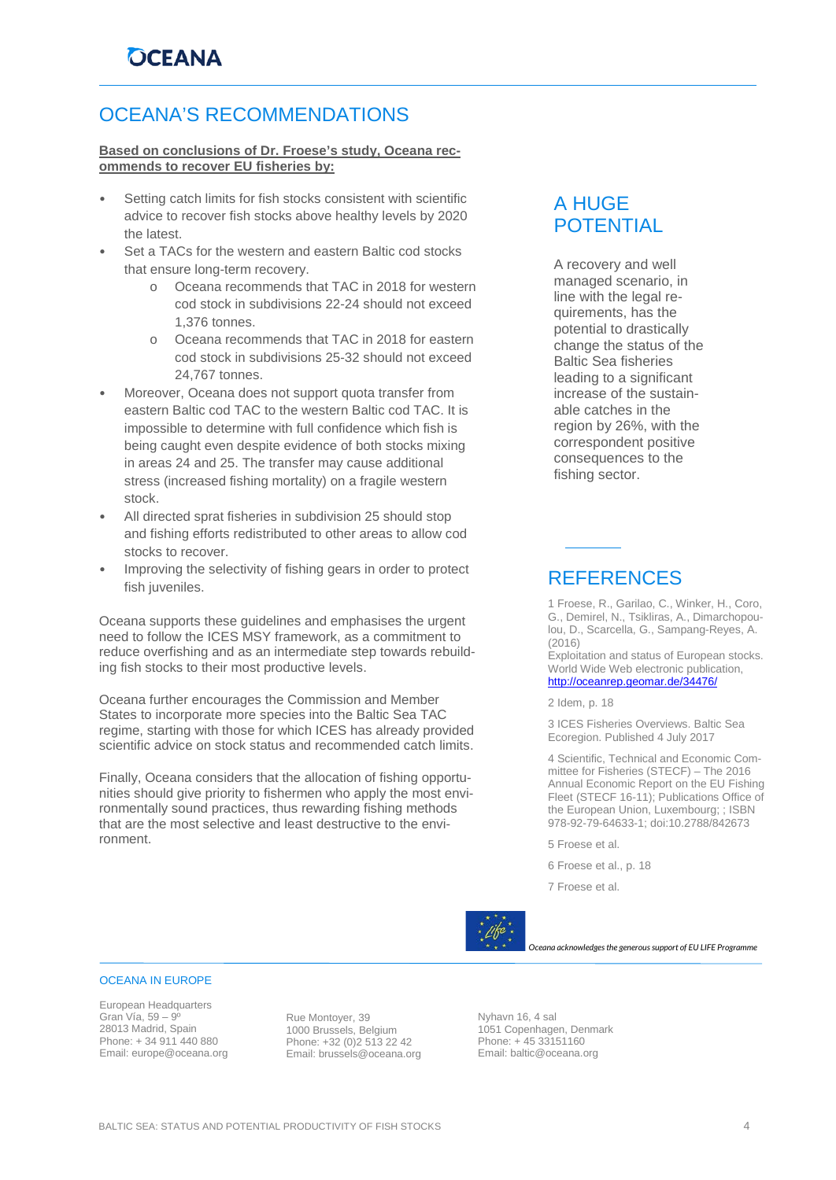# OCEANA'S RECOMMENDATIONS

**Based on conclusions of Dr. Froese's study, Oceana recommends to recover EU fisheries by:**

- Setting catch limits for fish stocks consistent with scientific advice to recover fish stocks above healthy levels by 2020 the latest.
- Set a TACs for the western and eastern Baltic cod stocks that ensure long-term recovery.
    - Oceana recommends that TAC in 2018 for western cod stock in subdivisions 22-24 should not exceed 1,376 tonnes.
    - Oceana recommends that TAC in 2018 for eastern cod stock in subdivisions 25-32 should not exceed 24,767 tonnes.
- Moreover, Oceana does not support quota transfer from eastern Baltic cod TAC to the western Baltic cod TAC. It is impossible to determine with full confidence which fish is being caught even despite evidence of both stocks mixing in areas 24 and 25. The transfer may cause additional stress (increased fishing mortality) on a fragile western stock.
- All directed sprat fisheries in subdivision 25 should stop and fishing efforts redistributed to other areas to allow cod stocks to recover.
- Improving the selectivity of fishing gears in order to protect fish juveniles.

Oceana supports these guidelines and emphasises the urgent need to follow the ICES MSY framework, as a commitment to reduce overfishing and as an intermediate step towards rebuilding fish stocks to their most productive levels.

Oceana further encourages the Commission and Member States to incorporate more species into the Baltic Sea TAC regime, starting with those for which ICES has already provided scientific advice on stock status and recommended catch limits.

Finally, Oceana considers that the allocation of fishing opportunities should give priority to fishermen who apply the most environmentally sound practices, thus rewarding fishing methods that are the most selective and least destructive to the environment.

## A HUGE POTENTIAL

A recovery and well managed scenario, in line with the legal requirements, has the potential to drastically change the status of the Baltic Sea fisheries leading to a significant increase of the sustainable catches in the region by 26%, with the correspondent positive consequences to the fishing sector.

## REFERENCES

1 Froese, R., Garilao, C., Winker, H., Coro, G., Demirel, N., Tsikliras, A., Dimarchopoulou, D., Scarcella, G., Sampang-Reyes, A. (2016)
Exploitation and status of European stocks. World Wide Web electronic publication, http://oceanrep.geomar.de/34476/

2 Idem, p. 18

3 ICES Fisheries Overviews. Baltic Sea Ecoregion. Published 4 July 2017

4 Scientific, Technical and Economic Committee for Fisheries (STECF) – The 2016 Annual Economic Report on the EU Fishing Fleet (STECF 16-11); Publications Office of the European Union, Luxembourg; ; ISBN 978-92-79-64633-1; doi:10.2788/842673

5 Froese et al.

6 Froese et al., p. 18

7 Froese et al.

*Oceana acknowledges the generous support of EU LIFE Programme*

OCEANA IN EUROPE

European Headquarters
Gran Vía, 59 – 9º
28013 Madrid, Spain
Phone: + 34 911 440 880
Email: europe@oceana.org

Rue Montoyer, 39
1000 Brussels, Belgium
Phone: +32 (0)2 513 22 42
Email: brussels@oceana.org

Nyhavn 16, 4 sal
1051 Copenhagen, Denmark
Phone: + 45 33151160
Email: baltic@oceana.org